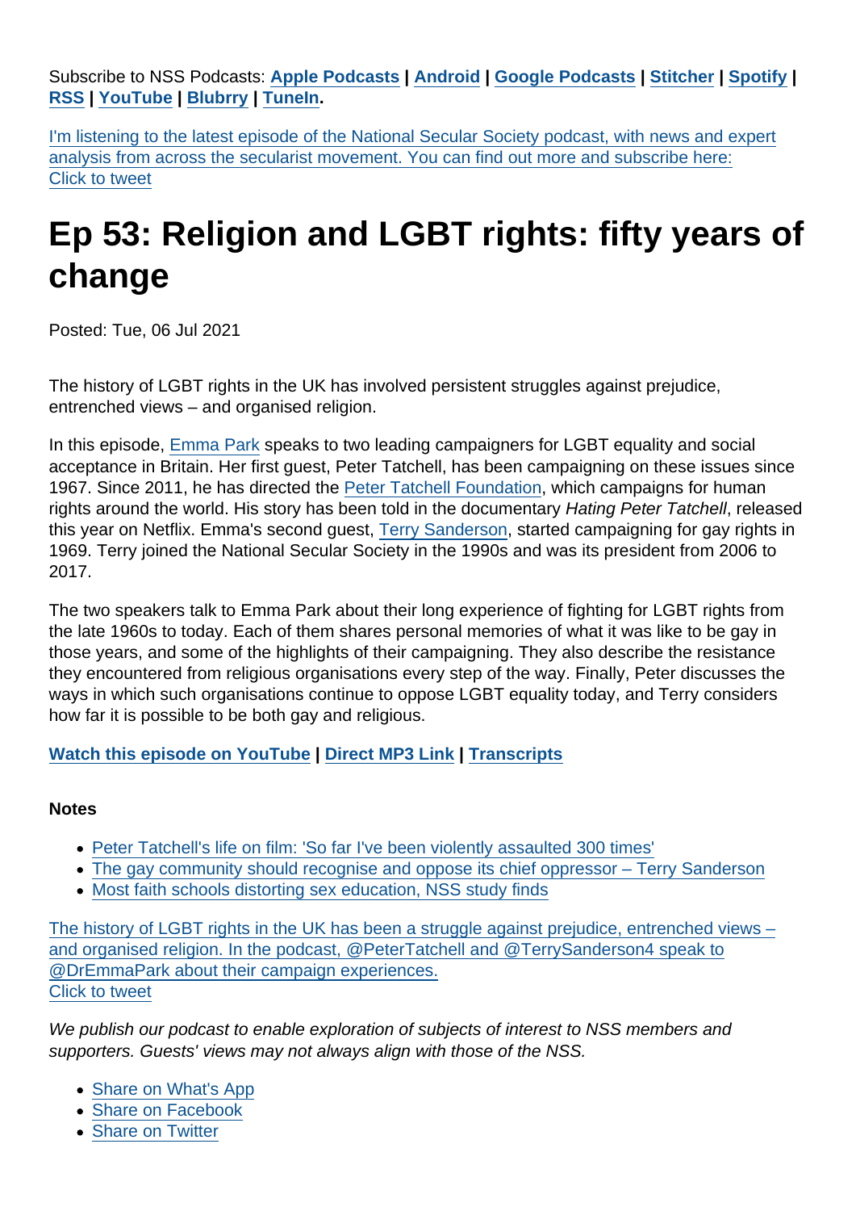Subscribe to NSS Podcasts: **Apple Podcasts** | **Android** | **Google Podcasts** | **Stitcher** | **Spotify** | **RSS** | **YouTube** | **Blubrry** | **TuneIn**.

I'm listening to the latest episode of the National Secular Society podcast, with news and expert analysis from across the secularist movement. You can find out more and subscribe here:
Click to tweet

# Ep 53: Religion and LGBT rights: fifty years of change

Posted: Tue, 06 Jul 2021

The history of LGBT rights in the UK has involved persistent struggles against prejudice, entrenched views – and organised religion.

In this episode, Emma Park speaks to two leading campaigners for LGBT equality and social acceptance in Britain. Her first guest, Peter Tatchell, has been campaigning on these issues since 1967. Since 2011, he has directed the Peter Tatchell Foundation, which campaigns for human rights around the world. His story has been told in the documentary *Hating Peter Tatchell*, released this year on Netflix. Emma's second guest, Terry Sanderson, started campaigning for gay rights in 1969. Terry joined the National Secular Society in the 1990s and was its president from 2006 to 2017.

The two speakers talk to Emma Park about their long experience of fighting for LGBT rights from the late 1960s to today. Each of them shares personal memories of what it was like to be gay in those years, and some of the highlights of their campaigning. They also describe the resistance they encountered from religious organisations every step of the way. Finally, Peter discusses the ways in which such organisations continue to oppose LGBT equality today, and Terry considers how far it is possible to be both gay and religious.

**Watch this episode on YouTube** | **Direct MP3 Link** | **Transcripts**

**Notes**

- Peter Tatchell's life on film: 'So far I've been violently assaulted 300 times'
- The gay community should recognise and oppose its chief oppressor – Terry Sanderson
- Most faith schools distorting sex education, NSS study finds

The history of LGBT rights in the UK has been a struggle against prejudice, entrenched views – and organised religion. In the podcast, @PeterTatchell and @TerrySanderson4 speak to @DrEmmaPark about their campaign experiences.
Click to tweet

*We publish our podcast to enable exploration of subjects of interest to NSS members and supporters. Guests' views may not always align with those of the NSS.*

- Share on What's App
- Share on Facebook
- Share on Twitter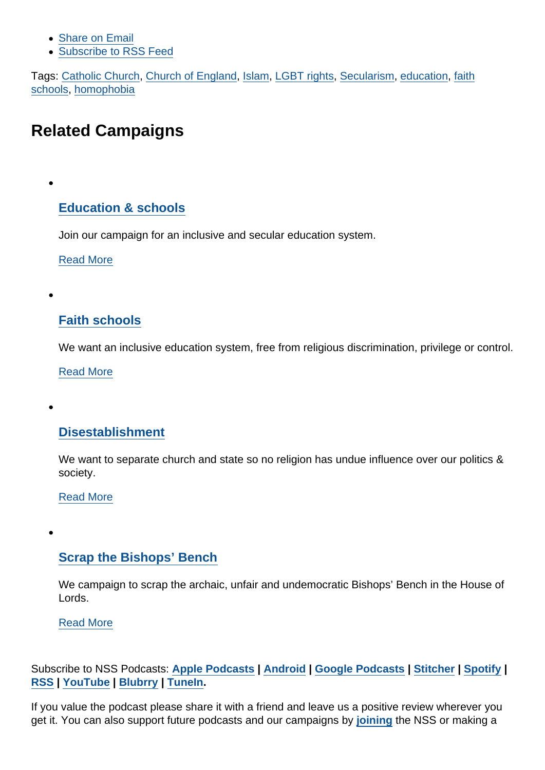- Share on Email
- Subscribe to RSS Feed

Tags: Catholic Church, Church of England, Islam, LGBT rights, Secularism, education, faith schools, homophobia

## Related Campaigns

- ### Education & schools

  Join our campaign for an inclusive and secular education system.

  Read More

- ### Faith schools

  We want an inclusive education system, free from religious discrimination, privilege or control.

  Read More

- ### Disestablishment

  We want to separate church and state so no religion has undue influence over our politics & society.

  Read More

- ### Scrap the Bishops' Bench

  We campaign to scrap the archaic, unfair and undemocratic Bishops' Bench in the House of Lords.

  Read More

Subscribe to NSS Podcasts: **Apple Podcasts** | **Android** | **Google Podcasts** | **Stitcher** | **Spotify** | **RSS** | **YouTube** | **Blubrry** | **TuneIn**.

If you value the podcast please share it with a friend and leave us a positive review wherever you get it. You can also support future podcasts and our campaigns by **joining** the NSS or making a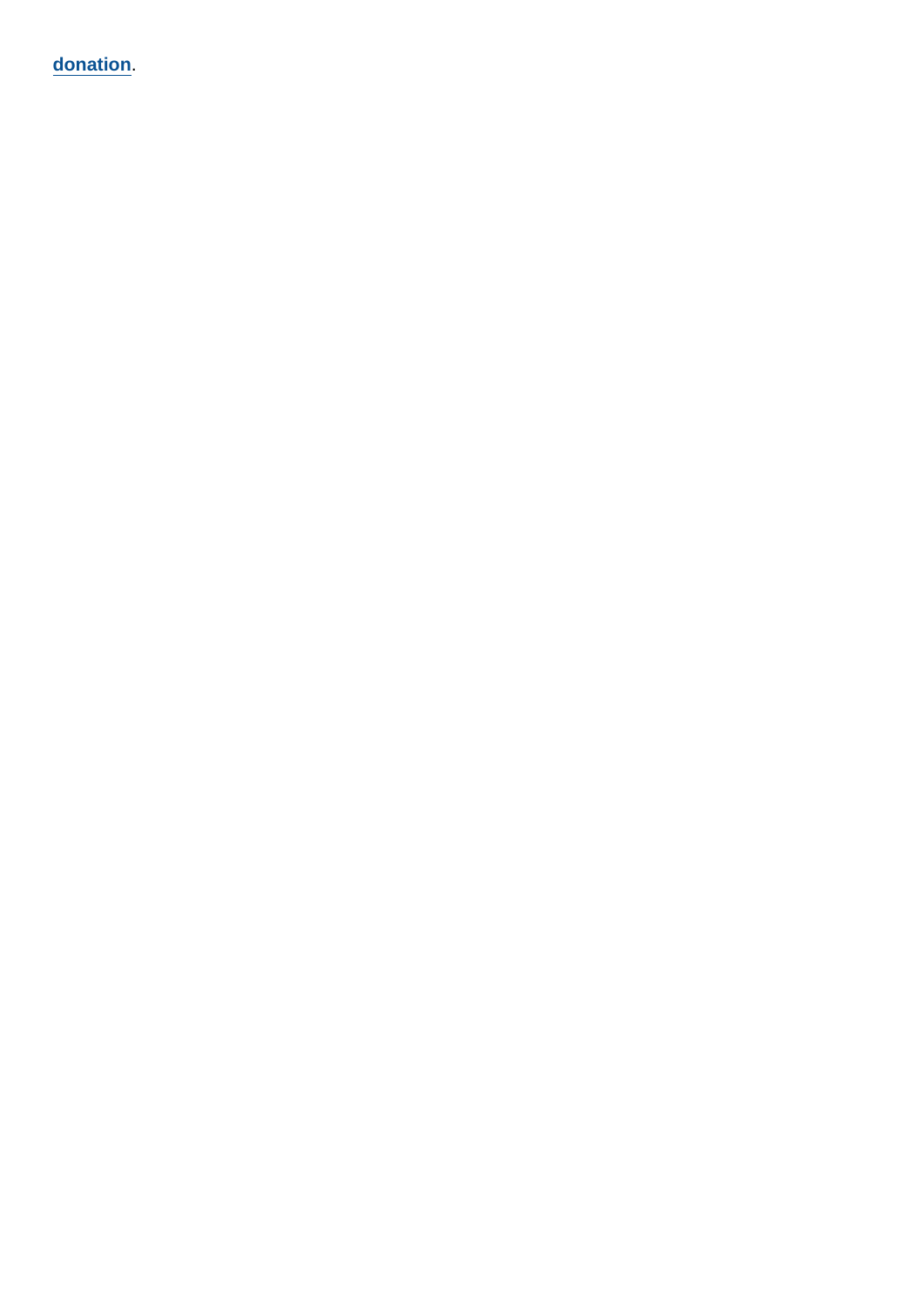**donation**.